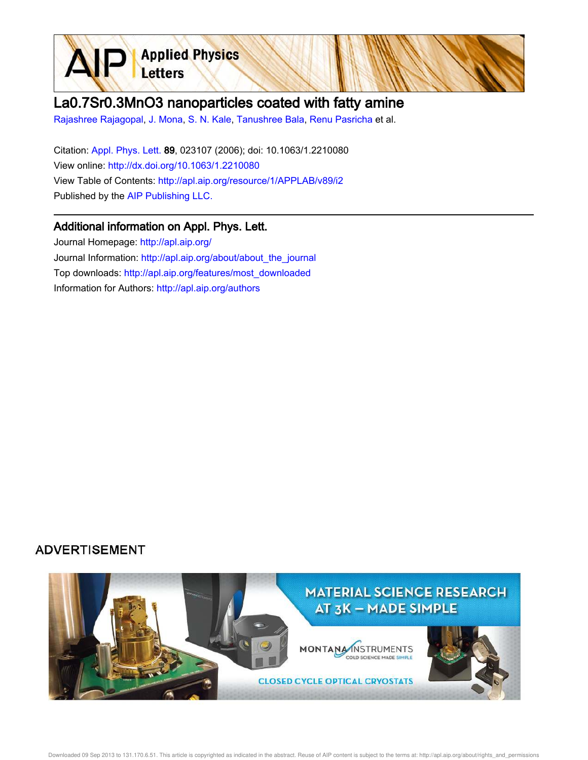# La0.7Sr0.3MnO3 nanoparticles coated with fatty amine

Rajashree Rajagopal, J. Mona, S. N. Kale, Tanushree Bala, Renu Pasricha et al.

Citation: Appl. Phys. Lett. **89**, 023107 (2006); doi: 10.1063/1.2210080

View online: http://dx.doi.org/10.1063/1.2210080

View Table of Contents: http://apl.aip.org/resource/1/APPLAB/v89/i2

Published by the AIP Publishing LLC.

## Additional information on Appl. Phys. Lett.

Journal Homepage: http://apl.aip.org/

Journal Information: http://apl.aip.org/about/about_the_journal

Top downloads: http://apl.aip.org/features/most_downloaded

Information for Authors: http://apl.aip.org/authors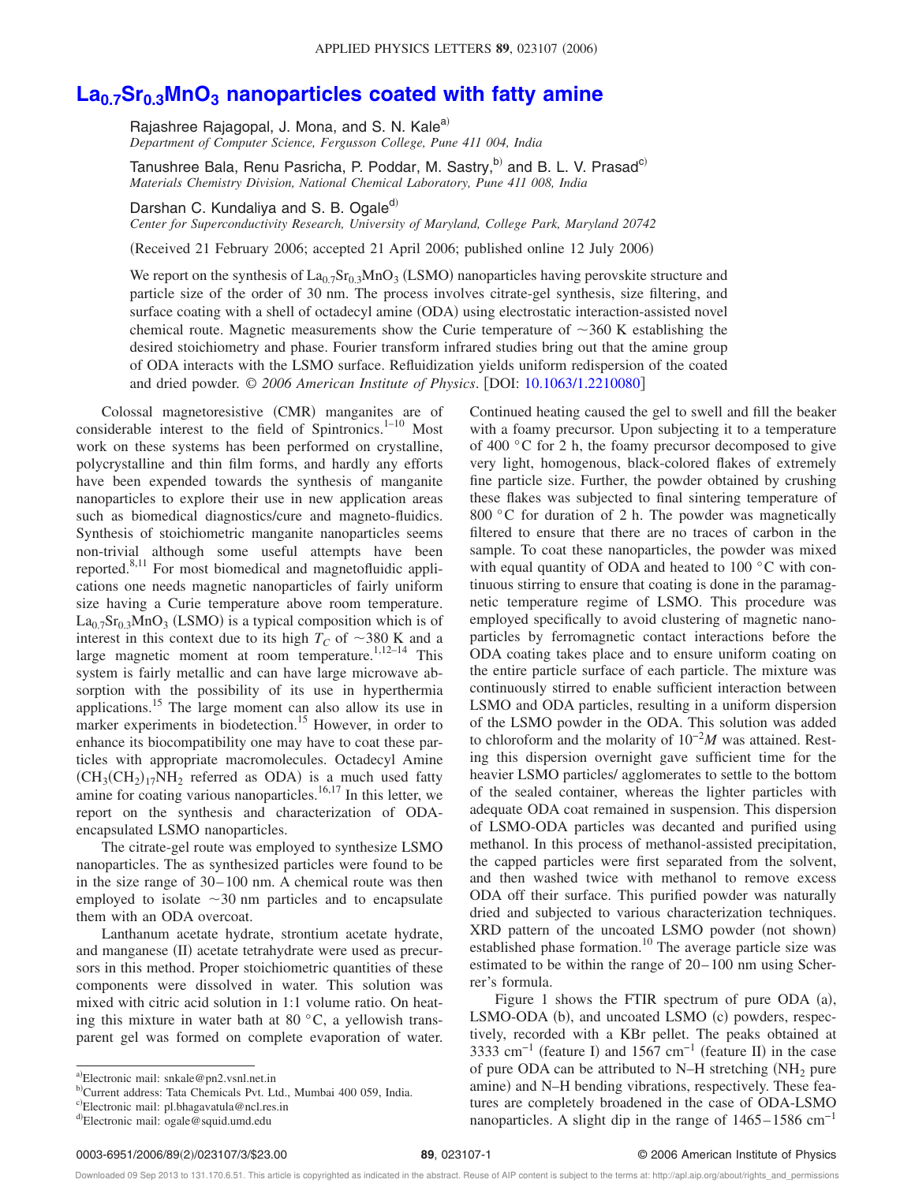# $La_{0.7}Sr_{0.3}MnO_3$ nanoparticles coated with fatty amine

Rajashree Rajagopal, J. Mona, and S. N. Kale[a)]
*Department of Computer Science, Fergusson College, Pune 411 004, India*

Tanushree Bala, Renu Pasricha, P. Poddar, M. Sastry,[b)] and B. L. V. Prasad[c)]
*Materials Chemistry Division, National Chemical Laboratory, Pune 411 008, India*

Darshan C. Kundaliya and S. B. Ogale[d)]
*Center for Superconductivity Research, University of Maryland, College Park, Maryland 20742*

(Received 21 February 2006; accepted 21 April 2006; published online 12 July 2006)

We report on the synthesis of $La_{0.7}Sr_{0.3}MnO_3$ (LSMO) nanoparticles having perovskite structure and particle size of the order of 30 nm. The process involves citrate-gel synthesis, size filtering, and surface coating with a shell of octadecyl amine (ODA) using electrostatic interaction-assisted novel chemical route. Magnetic measurements show the Curie temperature of ~360 K establishing the desired stoichiometry and phase. Fourier transform infrared studies bring out that the amine group of ODA interacts with the LSMO surface. Refluidization yields uniform redispersion of the coated and dried powder. *© 2006 American Institute of Physics*. [DOI: 10.1063/1.2210080]

Colossal magnetoresistive (CMR) manganites are of considerable interest to the field of Spintronics.[1–10] Most work on these systems has been performed on crystalline, polycrystalline and thin film forms, and hardly any efforts have been expended towards the synthesis of manganite nanoparticles to explore their use in new application areas such as biomedical diagnostics/cure and magneto-fluidics. Synthesis of stoichiometric manganite nanoparticles seems non-trivial although some useful attempts have been reported.[8,11] For most biomedical and magnetofluidic applications one needs magnetic nanoparticles of fairly uniform size having a Curie temperature above room temperature. $La_{0.7}Sr_{0.3}MnO_3$ (LSMO) is a typical composition which is of interest in this context due to its high $T_C$ of ~380 K and a large magnetic moment at room temperature.[1,12–14] This system is fairly metallic and can have large microwave absorption with the possibility of its use in hyperthermia applications.[15] The large moment can also allow its use in marker experiments in biodetection.[15] However, in order to enhance its biocompatibility one may have to coat these particles with appropriate macromolecules. Octadecyl Amine ($CH_3(CH_2)_{17}NH_2$ referred as ODA) is a much used fatty amine for coating various nanoparticles.[16,17] In this letter, we report on the synthesis and characterization of ODA-encapsulated LSMO nanoparticles.

The citrate-gel route was employed to synthesize LSMO nanoparticles. The as synthesized particles were found to be in the size range of 30–100 nm. A chemical route was then employed to isolate ~30 nm particles and to encapsulate them with an ODA overcoat.

Lanthanum acetate hydrate, strontium acetate hydrate, and manganese (II) acetate tetrahydrate were used as precursors in this method. Proper stoichiometric quantities of these components were dissolved in water. This solution was mixed with citric acid solution in 1:1 volume ratio. On heating this mixture in water bath at 80 °C, a yellowish transparent gel was formed on complete evaporation of water. Continued heating caused the gel to swell and fill the beaker with a foamy precursor. Upon subjecting it to a temperature of 400 °C for 2 h, the foamy precursor decomposed to give very light, homogenous, black-colored flakes of extremely fine particle size. Further, the powder obtained by crushing these flakes was subjected to final sintering temperature of 800 °C for duration of 2 h. The powder was magnetically filtered to ensure that there are no traces of carbon in the sample. To coat these nanoparticles, the powder was mixed with equal quantity of ODA and heated to 100 °C with continuous stirring to ensure that coating is done in the paramagnetic temperature regime of LSMO. This procedure was employed specifically to avoid clustering of magnetic nanoparticles by ferromagnetic contact interactions before the ODA coating takes place and to ensure uniform coating on the entire particle surface of each particle. The mixture was continuously stirred to enable sufficient interaction between LSMO and ODA particles, resulting in a uniform dispersion of the LSMO powder in the ODA. This solution was added to chloroform and the molarity of $10^{-2}M$ was attained. Resting this dispersion overnight gave sufficient time for the heavier LSMO particles/ agglomerates to settle to the bottom of the sealed container, whereas the lighter particles with adequate ODA coat remained in suspension. This dispersion of LSMO-ODA particles was decanted and purified using methanol. In this process of methanol-assisted precipitation, the capped particles were first separated from the solvent, and then washed twice with methanol to remove excess ODA off their surface. This purified powder was naturally dried and subjected to various characterization techniques. XRD pattern of the uncoated LSMO powder (not shown) established phase formation.[10] The average particle size was estimated to be within the range of 20–100 nm using Scherrer's formula.

Figure 1 shows the FTIR spectrum of pure ODA (a), LSMO-ODA (b), and uncoated LSMO (c) powders, respectively, recorded with a KBr pellet. The peaks obtained at 3333 cm$^{-1}$ (feature I) and 1567 cm$^{-1}$ (feature II) in the case of pure ODA can be attributed to N–H stretching ($NH_2$ pure amine) and N–H bending vibrations, respectively. These features are completely broadened in the case of ODA-LSMO nanoparticles. A slight dip in the range of 1465–1586 cm$^{-1}$

a)Electronic mail: snkale@pn2.vsnl.net.in
b)Current address: Tata Chemicals Pvt. Ltd., Mumbai 400 059, India.
c)Electronic mail: pl.bhagavatula@ncl.res.in
d)Electronic mail: ogale@squid.umd.edu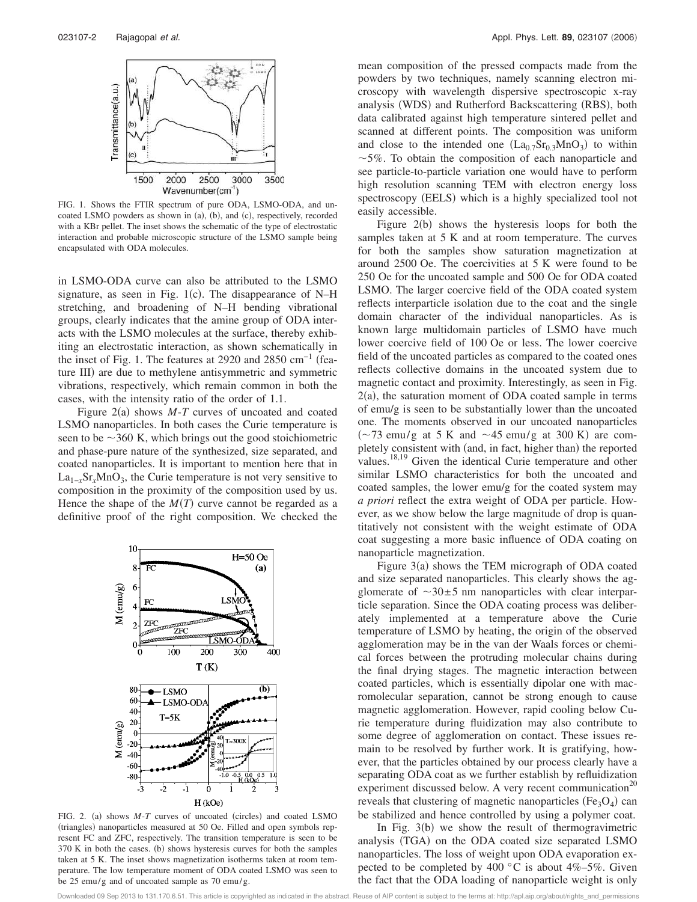FIG. 1. Shows the FTIR spectrum of pure ODA, LSMO-ODA, and uncoated LSMO powders as shown in (a), (b), and (c), respectively, recorded with a KBr pellet. The inset shows the schematic of the type of electrostatic interaction and probable microscopic structure of the LSMO sample being encapsulated with ODA molecules.

in LSMO-ODA curve can also be attributed to the LSMO signature, as seen in Fig. 1(c). The disappearance of N–H stretching, and broadening of N–H bending vibrational groups, clearly indicates that the amine group of ODA interacts with the LSMO molecules at the surface, thereby exhibiting an electrostatic interaction, as shown schematically in the inset of Fig. 1. The features at 2920 and 2850 $cm^{-1}$ (feature III) are due to methylene antisymmetric and symmetric vibrations, respectively, which remain common in both the cases, with the intensity ratio of the order of 1.1.

Figure 2(a) shows *M-T* curves of uncoated and coated LSMO nanoparticles. In both cases the Curie temperature is seen to be ~360 K, which brings out the good stoichiometric and phase-pure nature of the synthesized, size separated, and coated nanoparticles. It is important to mention here that in $La_{1-x}Sr_xMnO_3$, the Curie temperature is not very sensitive to composition in the proximity of the composition used by us. Hence the shape of the $M(T)$ curve cannot be regarded as a definitive proof of the right composition. We checked the mean composition of the pressed compacts made from the powders by two techniques, namely scanning electron microscopy with wavelength dispersive spectroscopic x-ray analysis (WDS) and Rutherford Backscattering (RBS), both data calibrated against high temperature sintered pellet and scanned at different points. The composition was uniform and close to the intended one ($La_{0.7}Sr_{0.3}MnO_3$) to within ~5%. To obtain the composition of each nanoparticle and see particle-to-particle variation one would have to perform high resolution scanning TEM with electron energy loss spectroscopy (EELS) which is a highly specialized tool not easily accessible.

FIG. 2. (a) shows *M-T* curves of uncoated (circles) and coated LSMO (triangles) nanoparticles measured at 50 Oe. Filled and open symbols represent FC and ZFC, respectively. The transition temperature is seen to be 370 K in both the cases. (b) shows hysteresis curves for both the samples taken at 5 K. The inset shows magnetization isotherms taken at room temperature. The low temperature moment of ODA coated LSMO was seen to be 25 emu/g and of uncoated sample as 70 emu/g.

Figure 2(b) shows the hysteresis loops for both the samples taken at 5 K and at room temperature. The curves for both the samples show saturation magnetization at around 2500 Oe. The coercivities at 5 K were found to be 250 Oe for the uncoated sample and 500 Oe for ODA coated LSMO. The larger coercive field of the ODA coated system reflects interparticle isolation due to the coat and the single domain character of the individual nanoparticles. As is known large multidomain particles of LSMO have much lower coercive field of 100 Oe or less. The lower coercive field of the uncoated particles as compared to the coated ones reflects collective domains in the uncoated system due to magnetic contact and proximity. Interestingly, as seen in Fig. 2(a), the saturation moment of ODA coated sample in terms of emu/g is seen to be substantially lower than the uncoated one. The moments observed in our uncoated nanoparticles (~73 emu/g at 5 K and ~45 emu/g at 300 K) are completely consistent with (and, in fact, higher than) the reported values.[18,19] Given the identical Curie temperature and other similar LSMO characteristics for both the uncoated and coated samples, the lower emu/g for the coated system may *a priori* reflect the extra weight of ODA per particle. However, as we show below the large magnitude of drop is quantitatively not consistent with the weight estimate of ODA coat suggesting a more basic influence of ODA coating on nanoparticle magnetization.

Figure 3(a) shows the TEM micrograph of ODA coated and size separated nanoparticles. This clearly shows the agglomerate of ~30±5 nm nanoparticles with clear interparticle separation. Since the ODA coating process was deliberately implemented at a temperature above the Curie temperature of LSMO by heating, the origin of the observed agglomeration may be in the van der Waals forces or chemical forces between the protruding molecular chains during the final drying stages. The magnetic interaction between coated particles, which is essentially dipolar one with macromolecular separation, cannot be strong enough to cause magnetic agglomeration. However, rapid cooling below Curie temperature during fluidization may also contribute to some degree of agglomeration on contact. These issues remain to be resolved by further work. It is gratifying, however, that the particles obtained by our process clearly have a separating ODA coat as we further establish by refluidization experiment discussed below. A very recent communication[20] reveals that clustering of magnetic nanoparticles ($Fe_3O_4$) can be stabilized and hence controlled by using a polymer coat.

In Fig. 3(b) we show the result of thermogravimetric analysis (TGA) on the ODA coated size separated LSMO nanoparticles. The loss of weight upon ODA evaporation expected to be completed by 400 °C is about 4%–5%. Given the fact that the ODA loading of nanoparticle weight is only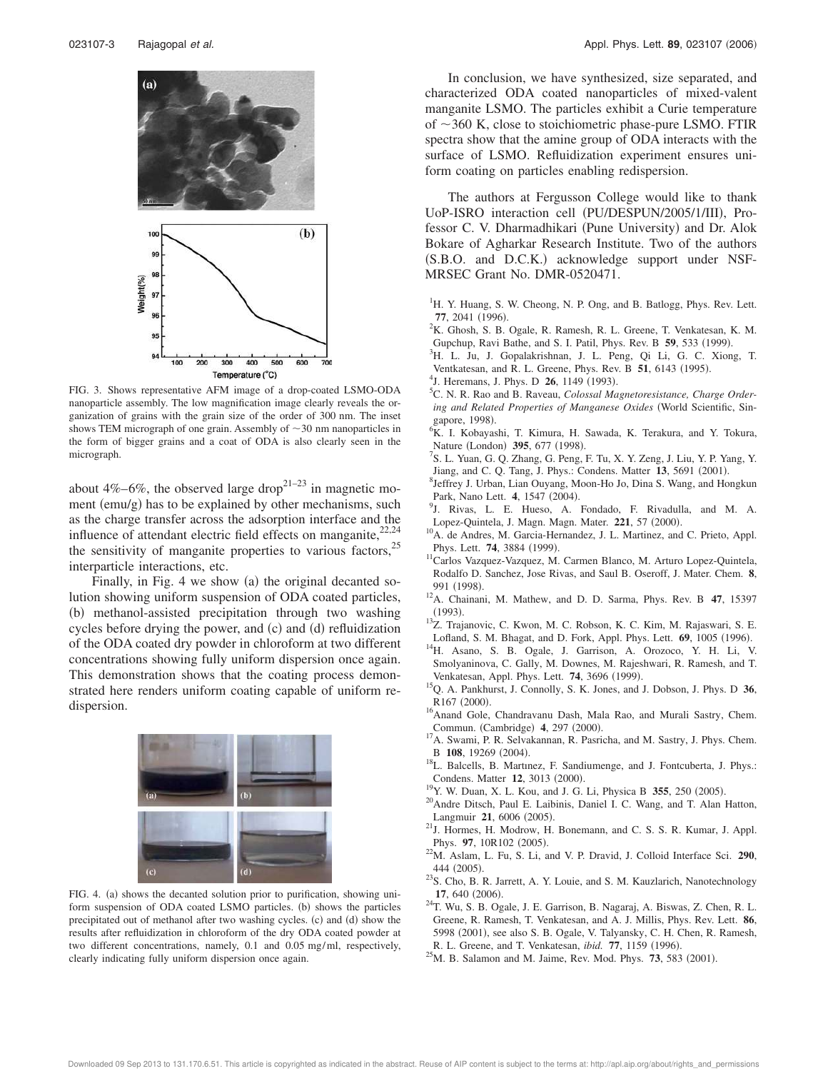(a)

50 nm

(b)

Weight(%)

100
99
98
97
96
95
94

100 200 300 400 500 600 700

Temperature (°C)

FIG. 3. Shows representative AFM image of a drop-coated LSMO-ODA nanoparticle assembly. The low magnification image clearly reveals the organization of grains with the grain size of the order of 300 nm. The inset shows TEM micrograph of one grain. Assembly of ~30 nm nanoparticles in the form of bigger grains and a coat of ODA is also clearly seen in the micrograph.

about 4%–6%, the observed large drop[21–23] in magnetic moment (emu/g) has to be explained by other mechanisms, such as the charge transfer across the adsorption interface and the influence of attendant electric field effects on manganite,[22,24] the sensitivity of manganite properties to various factors,[25] interparticle interactions, etc.

Finally, in Fig. 4 we show (a) the original decanted solution showing uniform suspension of ODA coated particles, (b) methanol-assisted precipitation through two washing cycles before drying the power, and (c) and (d) refluidization of the ODA coated dry powder in chloroform at two different concentrations showing fully uniform dispersion once again. This demonstration shows that the coating process demonstrated here renders uniform coating capable of uniform redispersion.

(a) (b) (c) (d)

FIG. 4. (a) shows the decanted solution prior to purification, showing uniform suspension of ODA coated LSMO particles. (b) shows the particles precipitated out of methanol after two washing cycles. (c) and (d) show the results after refluidization in chloroform of the dry ODA coated powder at two different concentrations, namely, 0.1 and 0.05 mg/ml, respectively, clearly indicating fully uniform dispersion once again.

In conclusion, we have synthesized, size separated, and characterized ODA coated nanoparticles of mixed-valent manganite LSMO. The particles exhibit a Curie temperature of ~360 K, close to stoichiometric phase-pure LSMO. FTIR spectra show that the amine group of ODA interacts with the surface of LSMO. Refluidization experiment ensures uniform coating on particles enabling redispersion.

The authors at Fergusson College would like to thank UoP-ISRO interaction cell (PU/DESPUN/2005/1/III), Professor C. V. Dharmadhikari (Pune University) and Dr. Alok Bokare of Agharkar Research Institute. Two of the authors (S.B.O. and D.C.K.) acknowledge support under NSF-MRSEC Grant No. DMR-0520471.

[1] H. Y. Huang, S. W. Cheong, N. P. Ong, and B. Batlogg, Phys. Rev. Lett. **77**, 2041 (1996).
[2] K. Ghosh, S. B. Ogale, R. Ramesh, R. L. Greene, T. Venkatesan, K. M. Gupchup, Ravi Bathe, and S. I. Patil, Phys. Rev. B **59**, 533 (1999).
[3] H. L. Ju, J. Gopalakrishnan, J. L. Peng, Qi Li, G. C. Xiong, T. Ventkatesan, and R. L. Greene, Phys. Rev. B **51**, 6143 (1995).
[4] J. Heremans, J. Phys. D **26**, 1149 (1993).
[5] C. N. R. Rao and B. Raveau, *Colossal Magnetoresistance, Charge Ordering and Related Properties of Manganese Oxides* (World Scientific, Singapore, 1998).
[6] K. I. Kobayashi, T. Kimura, H. Sawada, K. Terakura, and Y. Tokura, Nature (London) **395**, 677 (1998).
[7] S. L. Yuan, G. Q. Zhang, G. Peng, F. Tu, X. Y. Zeng, J. Liu, Y. P. Yang, Y. Jiang, and C. Q. Tang, J. Phys.: Condens. Matter **13**, 5691 (2001).
[8] Jeffrey J. Urban, Lian Ouyang, Moon-Ho Jo, Dina S. Wang, and Hongkun Park, Nano Lett. **4**, 1547 (2004).
[9] J. Rivas, L. E. Hueso, A. Fondado, F. Rivadulla, and M. A. Lopez-Quintela, J. Magn. Magn. Mater. **221**, 57 (2000).
[10] A. de Andres, M. Garcia-Hernandez, J. L. Martinez, and C. Prieto, Appl. Phys. Lett. **74**, 3884 (1999).
[11] Carlos Vazquez-Vazquez, M. Carmen Blanco, M. Arturo Lopez-Quintela, Rodalfo D. Sanchez, Jose Rivas, and Saul B. Oseroff, J. Mater. Chem. **8**, 991 (1998).
[12] A. Chainani, M. Mathew, and D. D. Sarma, Phys. Rev. B **47**, 15397 (1993).
[13] Z. Trajanovic, C. Kwon, M. C. Robson, K. C. Kim, M. Rajeswari, S. E. Lofland, S. M. Bhagat, and D. Fork, Appl. Phys. Lett. **69**, 1005 (1996).
[14] H. Asano, S. B. Ogale, J. Garrison, A. Orozoco, Y. H. Li, V. Smolyaninova, C. Gally, M. Downes, M. Rajeshwari, R. Ramesh, and T. Venkatesan, Appl. Phys. Lett. **74**, 3696 (1999).
[15] Q. A. Pankhurst, J. Connolly, S. K. Jones, and J. Dobson, J. Phys. D **36**, R167 (2000).
[16] Anand Gole, Chandravanu Dash, Mala Rao, and Murali Sastry, Chem. Commun. (Cambridge) **4**, 297 (2000).
[17] A. Swami, P. R. Selvakannan, R. Pasricha, and M. Sastry, J. Phys. Chem. B **108**, 19269 (2004).
[18] L. Balcells, B. Martınez, F. Sandiumenge, and J. Fontcuberta, J. Phys.: Condens. Matter **12**, 3013 (2000).
[19] Y. W. Duan, X. L. Kou, and J. G. Li, Physica B **355**, 250 (2005).
[20] Andre Ditsch, Paul E. Laibinis, Daniel I. C. Wang, and T. Alan Hatton, Langmuir **21**, 6006 (2005).
[21] J. Hormes, H. Modrow, H. Bonemann, and C. S. S. R. Kumar, J. Appl. Phys. **97**, 10R102 (2005).
[22] M. Aslam, L. Fu, S. Li, and V. P. Dravid, J. Colloid Interface Sci. **290**, 444 (2005).
[23] S. Cho, B. R. Jarrett, A. Y. Louie, and S. M. Kauzlarich, Nanotechnology **17**, 640 (2006).
[24] T. Wu, S. B. Ogale, J. E. Garrison, B. Nagaraj, A. Biswas, Z. Chen, R. L. Greene, R. Ramesh, T. Venkatesan, and A. J. Millis, Phys. Rev. Lett. **86**, 5998 (2001), see also S. B. Ogale, V. Talyansky, C. H. Chen, R. Ramesh, R. L. Greene, and T. Venkatesan, *ibid.* **77**, 1159 (1996).
[25] M. B. Salamon and M. Jaime, Rev. Mod. Phys. **73**, 583 (2001).